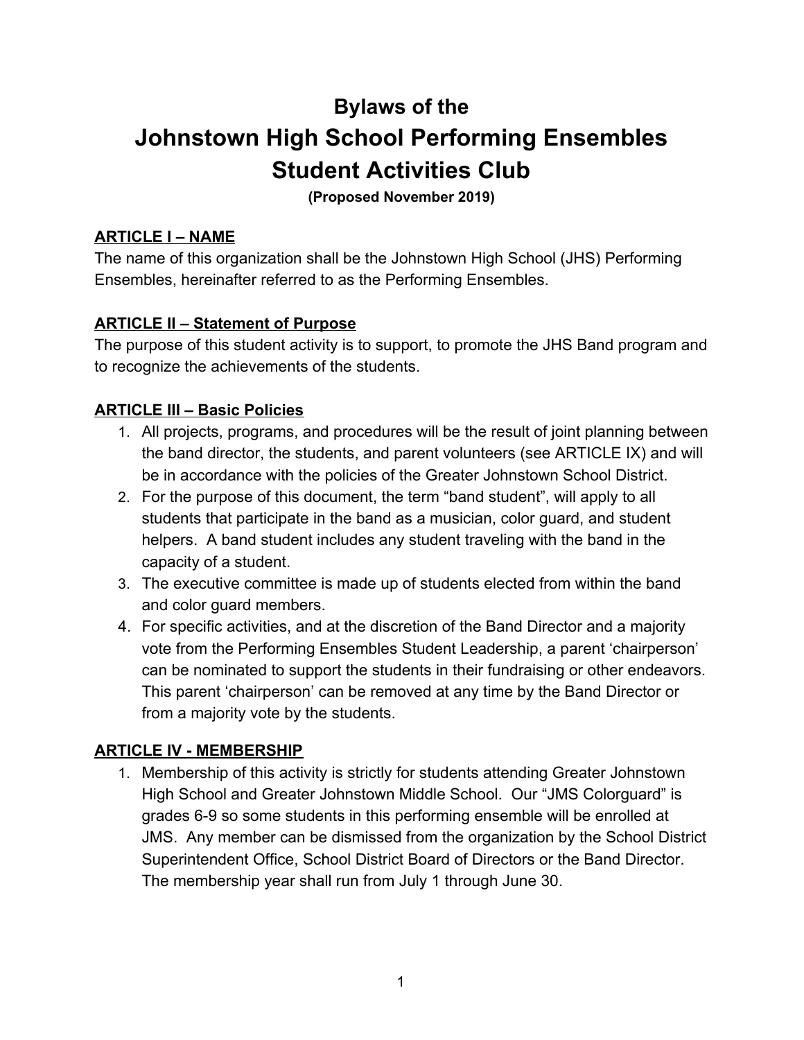# Bylaws of the
# Johnstown High School Performing Ensembles Student Activities Club

**(Proposed November 2019)**

## ARTICLE I – NAME

The name of this organization shall be the Johnstown High School (JHS) Performing Ensembles, hereinafter referred to as the Performing Ensembles.

## ARTICLE II – Statement of Purpose

The purpose of this student activity is to support, to promote the JHS Band program and to recognize the achievements of the students.

## ARTICLE III – Basic Policies

1. All projects, programs, and procedures will be the result of joint planning between the band director, the students, and parent volunteers (see ARTICLE IX) and will be in accordance with the policies of the Greater Johnstown School District.
2. For the purpose of this document, the term "band student", will apply to all students that participate in the band as a musician, color guard, and student helpers. A band student includes any student traveling with the band in the capacity of a student.
3. The executive committee is made up of students elected from within the band and color guard members.
4. For specific activities, and at the discretion of the Band Director and a majority vote from the Performing Ensembles Student Leadership, a parent 'chairperson' can be nominated to support the students in their fundraising or other endeavors. This parent 'chairperson' can be removed at any time by the Band Director or from a majority vote by the students.

## ARTICLE IV - MEMBERSHIP

1. Membership of this activity is strictly for students attending Greater Johnstown High School and Greater Johnstown Middle School. Our "JMS Colorguard" is grades 6-9 so some students in this performing ensemble will be enrolled at JMS. Any member can be dismissed from the organization by the School District Superintendent Office, School District Board of Directors or the Band Director. The membership year shall run from July 1 through June 30.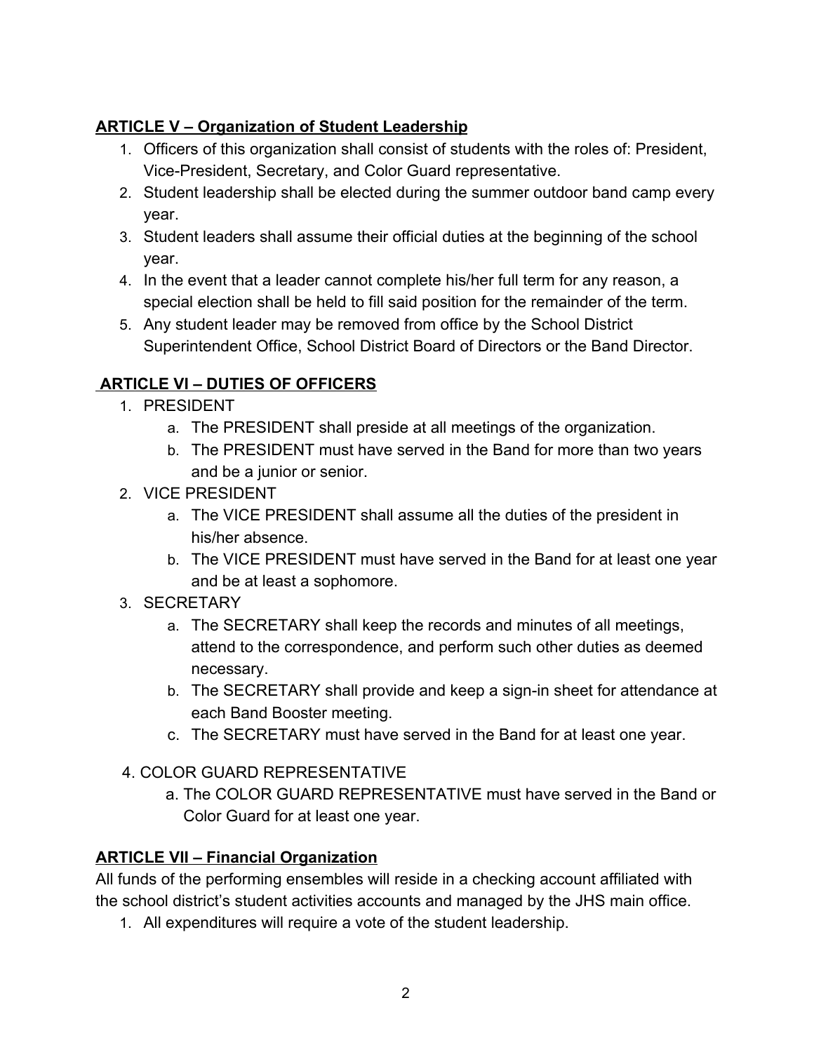## **ARTICLE V – Organization of Student Leadership**

1. Officers of this organization shall consist of students with the roles of: President, Vice-President, Secretary, and Color Guard representative.
2. Student leadership shall be elected during the summer outdoor band camp every year.
3. Student leaders shall assume their official duties at the beginning of the school year.
4. In the event that a leader cannot complete his/her full term for any reason, a special election shall be held to fill said position for the remainder of the term.
5. Any student leader may be removed from office by the School District Superintendent Office, School District Board of Directors or the Band Director.

## **ARTICLE VI – DUTIES OF OFFICERS**

1. PRESIDENT
    a. The PRESIDENT shall preside at all meetings of the organization.
    b. The PRESIDENT must have served in the Band for more than two years and be a junior or senior.
2. VICE PRESIDENT
    a. The VICE PRESIDENT shall assume all the duties of the president in his/her absence.
    b. The VICE PRESIDENT must have served in the Band for at least one year and be at least a sophomore.
3. SECRETARY
    a. The SECRETARY shall keep the records and minutes of all meetings, attend to the correspondence, and perform such other duties as deemed necessary.
    b. The SECRETARY shall provide and keep a sign-in sheet for attendance at each Band Booster meeting.
    c. The SECRETARY must have served in the Band for at least one year.
4. COLOR GUARD REPRESENTATIVE
    a. The COLOR GUARD REPRESENTATIVE must have served in the Band or Color Guard for at least one year.

## **ARTICLE VII – Financial Organization**

All funds of the performing ensembles will reside in a checking account affiliated with the school district's student activities accounts and managed by the JHS main office.

1. All expenditures will require a vote of the student leadership.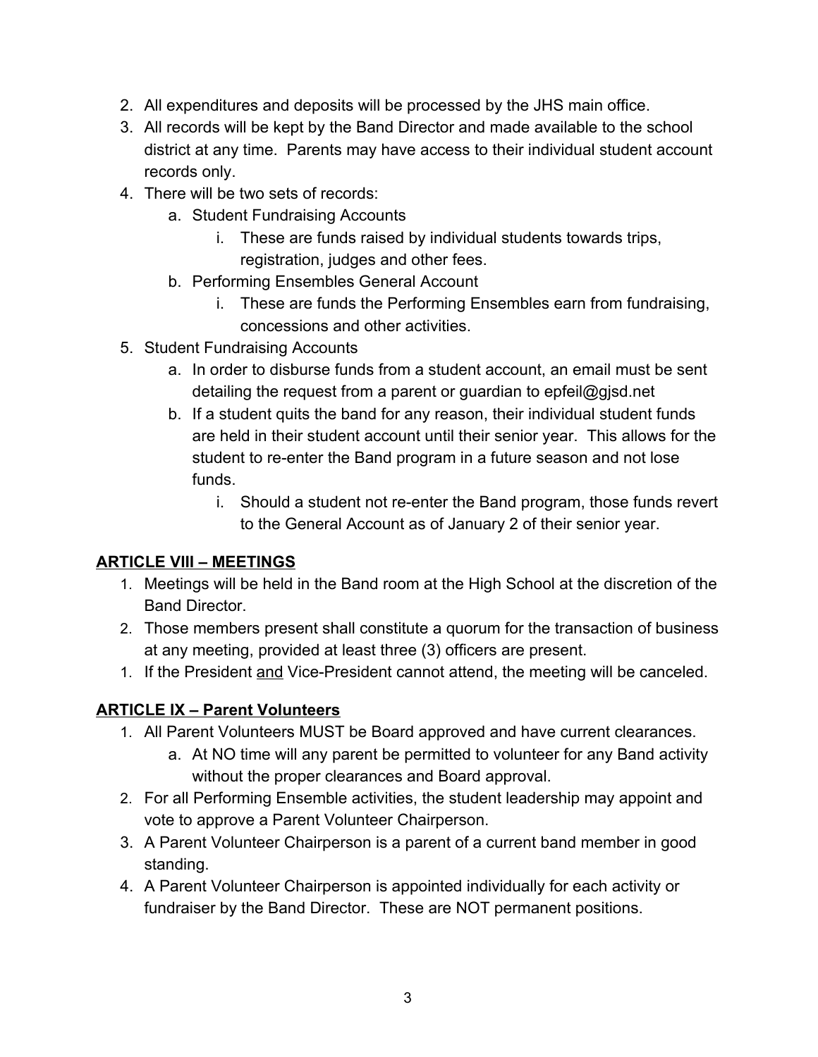2. All expenditures and deposits will be processed by the JHS main office.
3. All records will be kept by the Band Director and made available to the school district at any time. Parents may have access to their individual student account records only.
4. There will be two sets of records:
    a. Student Fundraising Accounts
        i. These are funds raised by individual students towards trips, registration, judges and other fees.
    b. Performing Ensembles General Account
        i. These are funds the Performing Ensembles earn from fundraising, concessions and other activities.
5. Student Fundraising Accounts
    a. In order to disburse funds from a student account, an email must be sent detailing the request from a parent or guardian to epfeil@gjsd.net
    b. If a student quits the band for any reason, their individual student funds are held in their student account until their senior year. This allows for the student to re-enter the Band program in a future season and not lose funds.
        i. Should a student not re-enter the Band program, those funds revert to the General Account as of January 2 of their senior year.

## <u>**ARTICLE VIII – MEETINGS**</u>

1. Meetings will be held in the Band room at the High School at the discretion of the Band Director.
2. Those members present shall constitute a quorum for the transaction of business at any meeting, provided at least three (3) officers are present.
1. If the President <u>and</u> Vice-President cannot attend, the meeting will be canceled.

## <u>**ARTICLE IX – Parent Volunteers**</u>

1. All Parent Volunteers MUST be Board approved and have current clearances.
    a. At NO time will any parent be permitted to volunteer for any Band activity without the proper clearances and Board approval.
2. For all Performing Ensemble activities, the student leadership may appoint and vote to approve a Parent Volunteer Chairperson.
3. A Parent Volunteer Chairperson is a parent of a current band member in good standing.
4. A Parent Volunteer Chairperson is appointed individually for each activity or fundraiser by the Band Director. These are NOT permanent positions.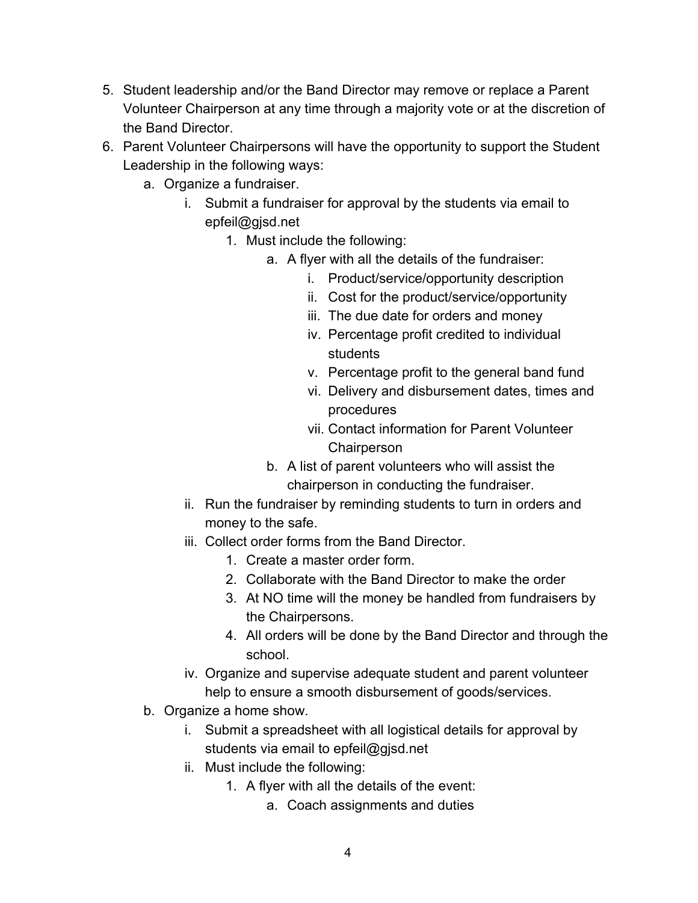5. Student leadership and/or the Band Director may remove or replace a Parent Volunteer Chairperson at any time through a majority vote or at the discretion of the Band Director.
6. Parent Volunteer Chairpersons will have the opportunity to support the Student Leadership in the following ways:
    a. Organize a fundraiser.
        i. Submit a fundraiser for approval by the students via email to epfeil@gjsd.net
            1. Must include the following:
                a. A flyer with all the details of the fundraiser:
                    i. Product/service/opportunity description
                    ii. Cost for the product/service/opportunity
                    iii. The due date for orders and money
                    iv. Percentage profit credited to individual students
                    v. Percentage profit to the general band fund
                    vi. Delivery and disbursement dates, times and procedures
                    vii. Contact information for Parent Volunteer Chairperson
                b. A list of parent volunteers who will assist the chairperson in conducting the fundraiser.
        ii. Run the fundraiser by reminding students to turn in orders and money to the safe.
        iii. Collect order forms from the Band Director.
            1. Create a master order form.
            2. Collaborate with the Band Director to make the order
            3. At NO time will the money be handled from fundraisers by the Chairpersons.
            4. All orders will be done by the Band Director and through the school.
        iv. Organize and supervise adequate student and parent volunteer help to ensure a smooth disbursement of goods/services.
    b. Organize a home show.
        i. Submit a spreadsheet with all logistical details for approval by students via email to epfeil@gjsd.net
        ii. Must include the following:
            1. A flyer with all the details of the event:
                a. Coach assignments and duties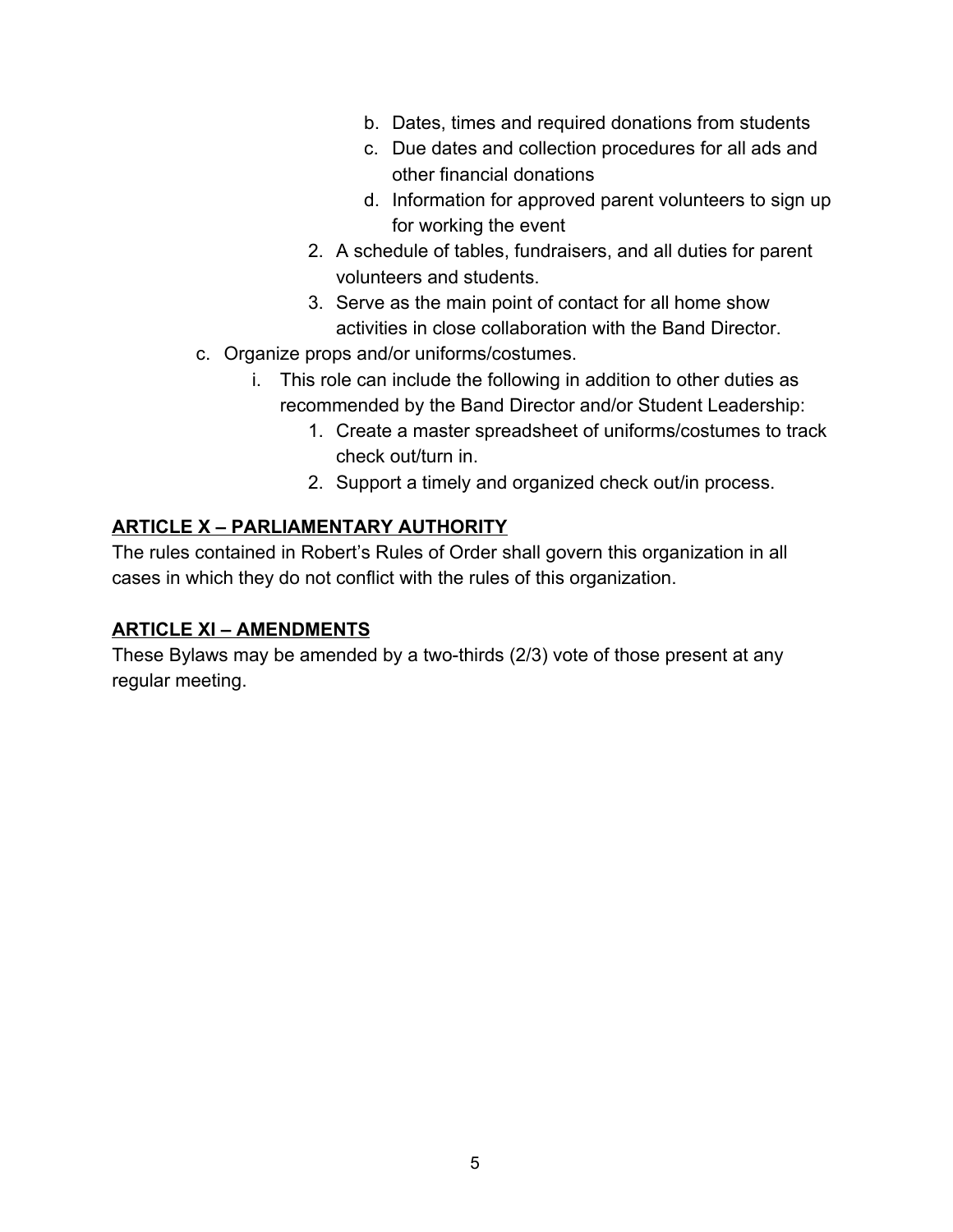b. Dates, times and required donations from students
            c. Due dates and collection procedures for all ads and other financial donations
            d. Information for approved parent volunteers to sign up for working the event
        2. A schedule of tables, fundraisers, and all duties for parent volunteers and students.
        3. Serve as the main point of contact for all home show activities in close collaboration with the Band Director.
- c. Organize props and/or uniforms/costumes.
    - i. This role can include the following in addition to other duties as recommended by the Band Director and/or Student Leadership:
        1. Create a master spreadsheet of uniforms/costumes to track check out/turn in.
        2. Support a timely and organized check out/in process.

## ARTICLE X – PARLIAMENTARY AUTHORITY

The rules contained in Robert's Rules of Order shall govern this organization in all cases in which they do not conflict with the rules of this organization.

## ARTICLE XI – AMENDMENTS

These Bylaws may be amended by a two-thirds (2/3) vote of those present at any regular meeting.